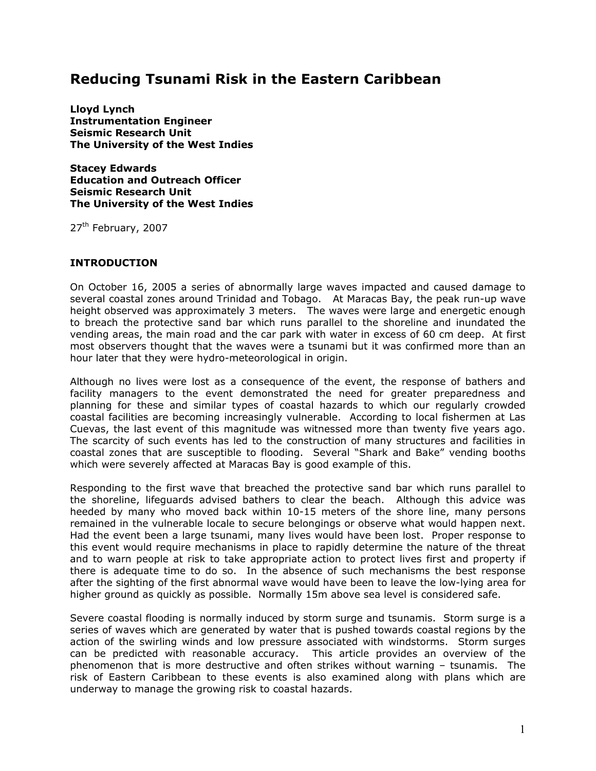# Reducing Tsunami Risk in the Eastern Caribbean

**Lloyd Lynch**
**Instrumentation Engineer**
**Seismic Research Unit**
**The University of the West Indies**

**Stacey Edwards**
**Education and Outreach Officer**
**Seismic Research Unit**
**The University of the West Indies**

27th February, 2007

## INTRODUCTION

On October 16, 2005 a series of abnormally large waves impacted and caused damage to several coastal zones around Trinidad and Tobago. At Maracas Bay, the peak run-up wave height observed was approximately 3 meters. The waves were large and energetic enough to breach the protective sand bar which runs parallel to the shoreline and inundated the vending areas, the main road and the car park with water in excess of 60 cm deep. At first most observers thought that the waves were a tsunami but it was confirmed more than an hour later that they were hydro-meteorological in origin.

Although no lives were lost as a consequence of the event, the response of bathers and facility managers to the event demonstrated the need for greater preparedness and planning for these and similar types of coastal hazards to which our regularly crowded coastal facilities are becoming increasingly vulnerable. According to local fishermen at Las Cuevas, the last event of this magnitude was witnessed more than twenty five years ago. The scarcity of such events has led to the construction of many structures and facilities in coastal zones that are susceptible to flooding. Several "Shark and Bake" vending booths which were severely affected at Maracas Bay is good example of this.

Responding to the first wave that breached the protective sand bar which runs parallel to the shoreline, lifeguards advised bathers to clear the beach. Although this advice was heeded by many who moved back within 10-15 meters of the shore line, many persons remained in the vulnerable locale to secure belongings or observe what would happen next. Had the event been a large tsunami, many lives would have been lost. Proper response to this event would require mechanisms in place to rapidly determine the nature of the threat and to warn people at risk to take appropriate action to protect lives first and property if there is adequate time to do so. In the absence of such mechanisms the best response after the sighting of the first abnormal wave would have been to leave the low-lying area for higher ground as quickly as possible. Normally 15m above sea level is considered safe.

Severe coastal flooding is normally induced by storm surge and tsunamis. Storm surge is a series of waves which are generated by water that is pushed towards coastal regions by the action of the swirling winds and low pressure associated with windstorms. Storm surges can be predicted with reasonable accuracy. This article provides an overview of the phenomenon that is more destructive and often strikes without warning – tsunamis. The risk of Eastern Caribbean to these events is also examined along with plans which are underway to manage the growing risk to coastal hazards.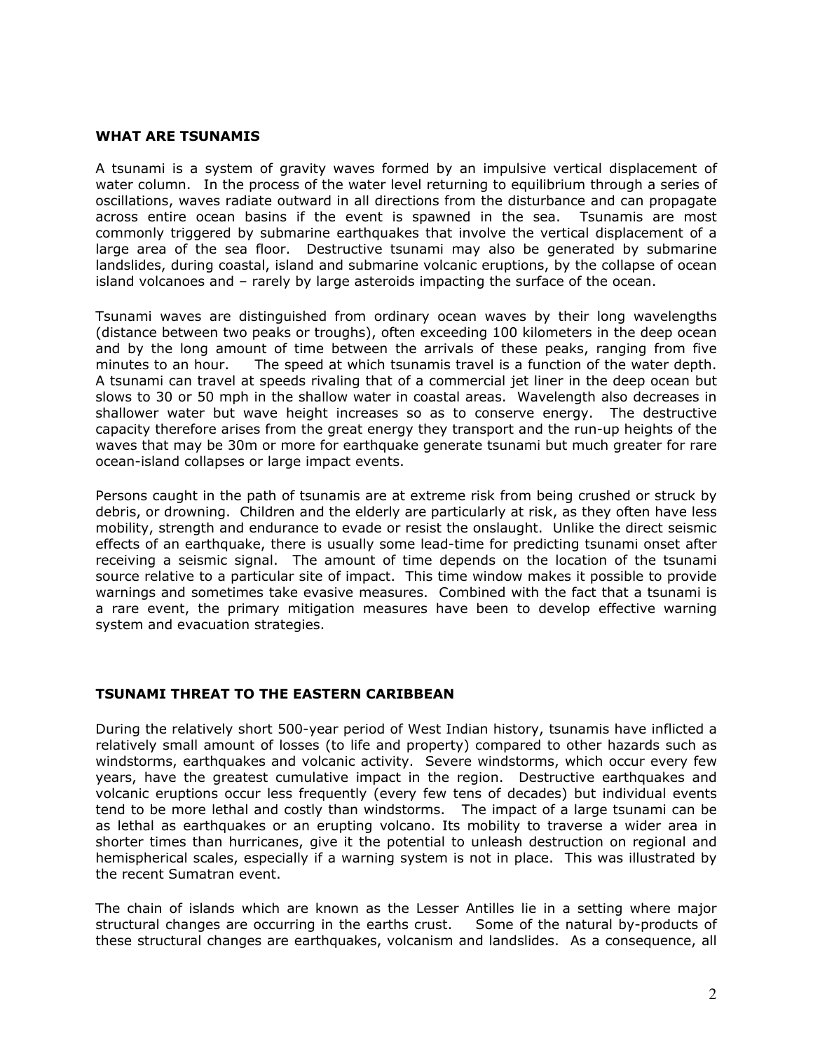## WHAT ARE TSUNAMIS

A tsunami is a system of gravity waves formed by an impulsive vertical displacement of water column. In the process of the water level returning to equilibrium through a series of oscillations, waves radiate outward in all directions from the disturbance and can propagate across entire ocean basins if the event is spawned in the sea. Tsunamis are most commonly triggered by submarine earthquakes that involve the vertical displacement of a large area of the sea floor. Destructive tsunami may also be generated by submarine landslides, during coastal, island and submarine volcanic eruptions, by the collapse of ocean island volcanoes and – rarely by large asteroids impacting the surface of the ocean.

Tsunami waves are distinguished from ordinary ocean waves by their long wavelengths (distance between two peaks or troughs), often exceeding 100 kilometers in the deep ocean and by the long amount of time between the arrivals of these peaks, ranging from five minutes to an hour. The speed at which tsunamis travel is a function of the water depth. A tsunami can travel at speeds rivaling that of a commercial jet liner in the deep ocean but slows to 30 or 50 mph in the shallow water in coastal areas. Wavelength also decreases in shallower water but wave height increases so as to conserve energy. The destructive capacity therefore arises from the great energy they transport and the run-up heights of the waves that may be 30m or more for earthquake generate tsunami but much greater for rare ocean-island collapses or large impact events.

Persons caught in the path of tsunamis are at extreme risk from being crushed or struck by debris, or drowning. Children and the elderly are particularly at risk, as they often have less mobility, strength and endurance to evade or resist the onslaught. Unlike the direct seismic effects of an earthquake, there is usually some lead-time for predicting tsunami onset after receiving a seismic signal. The amount of time depends on the location of the tsunami source relative to a particular site of impact. This time window makes it possible to provide warnings and sometimes take evasive measures. Combined with the fact that a tsunami is a rare event, the primary mitigation measures have been to develop effective warning system and evacuation strategies.

## TSUNAMI THREAT TO THE EASTERN CARIBBEAN

During the relatively short 500-year period of West Indian history, tsunamis have inflicted a relatively small amount of losses (to life and property) compared to other hazards such as windstorms, earthquakes and volcanic activity. Severe windstorms, which occur every few years, have the greatest cumulative impact in the region. Destructive earthquakes and volcanic eruptions occur less frequently (every few tens of decades) but individual events tend to be more lethal and costly than windstorms. The impact of a large tsunami can be as lethal as earthquakes or an erupting volcano. Its mobility to traverse a wider area in shorter times than hurricanes, give it the potential to unleash destruction on regional and hemispherical scales, especially if a warning system is not in place. This was illustrated by the recent Sumatran event.

The chain of islands which are known as the Lesser Antilles lie in a setting where major structural changes are occurring in the earths crust. Some of the natural by-products of these structural changes are earthquakes, volcanism and landslides. As a consequence, all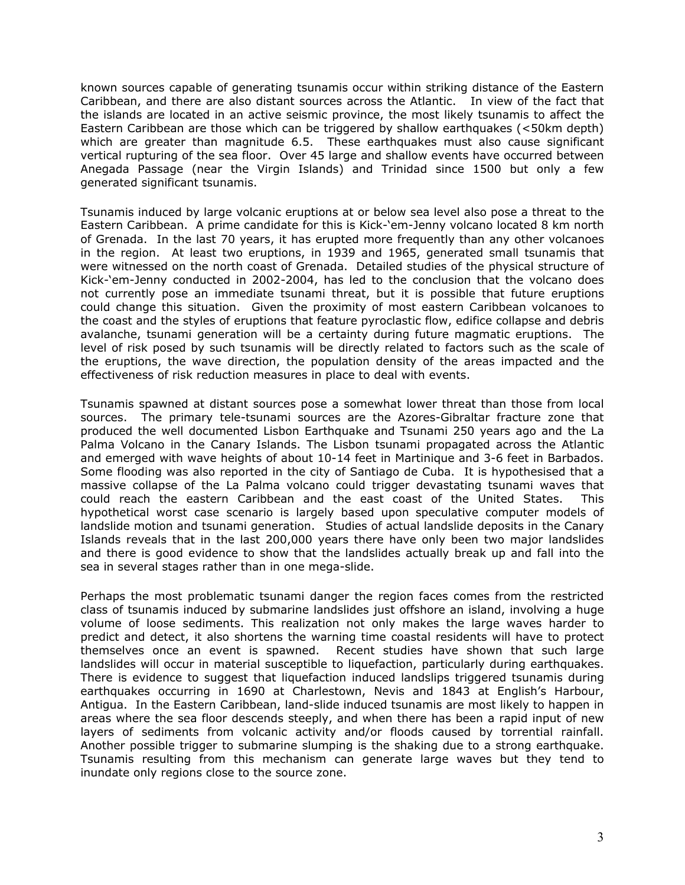known sources capable of generating tsunamis occur within striking distance of the Eastern Caribbean, and there are also distant sources across the Atlantic. In view of the fact that the islands are located in an active seismic province, the most likely tsunamis to affect the Eastern Caribbean are those which can be triggered by shallow earthquakes (<50km depth) which are greater than magnitude 6.5. These earthquakes must also cause significant vertical rupturing of the sea floor. Over 45 large and shallow events have occurred between Anegada Passage (near the Virgin Islands) and Trinidad since 1500 but only a few generated significant tsunamis.

Tsunamis induced by large volcanic eruptions at or below sea level also pose a threat to the Eastern Caribbean. A prime candidate for this is Kick-'em-Jenny volcano located 8 km north of Grenada. In the last 70 years, it has erupted more frequently than any other volcanoes in the region. At least two eruptions, in 1939 and 1965, generated small tsunamis that were witnessed on the north coast of Grenada. Detailed studies of the physical structure of Kick-'em-Jenny conducted in 2002-2004, has led to the conclusion that the volcano does not currently pose an immediate tsunami threat, but it is possible that future eruptions could change this situation. Given the proximity of most eastern Caribbean volcanoes to the coast and the styles of eruptions that feature pyroclastic flow, edifice collapse and debris avalanche, tsunami generation will be a certainty during future magmatic eruptions. The level of risk posed by such tsunamis will be directly related to factors such as the scale of the eruptions, the wave direction, the population density of the areas impacted and the effectiveness of risk reduction measures in place to deal with events.

Tsunamis spawned at distant sources pose a somewhat lower threat than those from local sources. The primary tele-tsunami sources are the Azores-Gibraltar fracture zone that produced the well documented Lisbon Earthquake and Tsunami 250 years ago and the La Palma Volcano in the Canary Islands. The Lisbon tsunami propagated across the Atlantic and emerged with wave heights of about 10-14 feet in Martinique and 3-6 feet in Barbados. Some flooding was also reported in the city of Santiago de Cuba. It is hypothesised that a massive collapse of the La Palma volcano could trigger devastating tsunami waves that could reach the eastern Caribbean and the east coast of the United States. This hypothetical worst case scenario is largely based upon speculative computer models of landslide motion and tsunami generation. Studies of actual landslide deposits in the Canary Islands reveals that in the last 200,000 years there have only been two major landslides and there is good evidence to show that the landslides actually break up and fall into the sea in several stages rather than in one mega-slide.

Perhaps the most problematic tsunami danger the region faces comes from the restricted class of tsunamis induced by submarine landslides just offshore an island, involving a huge volume of loose sediments. This realization not only makes the large waves harder to predict and detect, it also shortens the warning time coastal residents will have to protect themselves once an event is spawned. Recent studies have shown that such large landslides will occur in material susceptible to liquefaction, particularly during earthquakes. There is evidence to suggest that liquefaction induced landslips triggered tsunamis during earthquakes occurring in 1690 at Charlestown, Nevis and 1843 at English's Harbour, Antigua. In the Eastern Caribbean, land-slide induced tsunamis are most likely to happen in areas where the sea floor descends steeply, and when there has been a rapid input of new layers of sediments from volcanic activity and/or floods caused by torrential rainfall. Another possible trigger to submarine slumping is the shaking due to a strong earthquake. Tsunamis resulting from this mechanism can generate large waves but they tend to inundate only regions close to the source zone.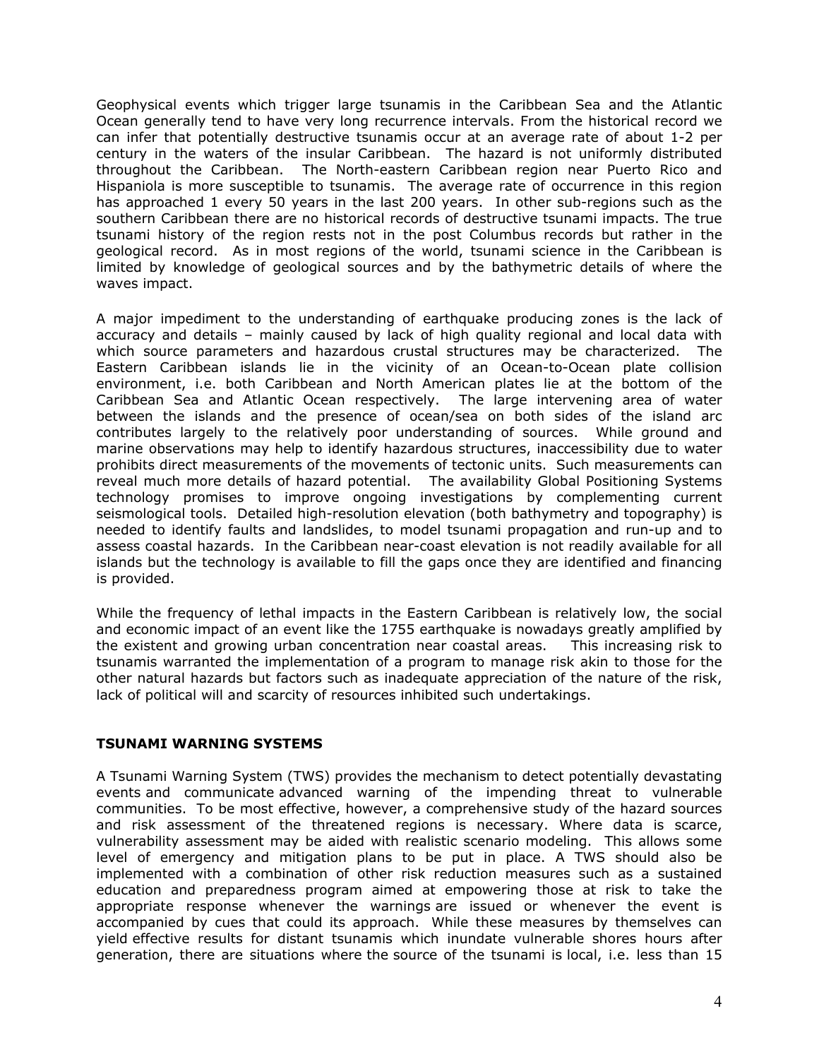Geophysical events which trigger large tsunamis in the Caribbean Sea and the Atlantic Ocean generally tend to have very long recurrence intervals. From the historical record we can infer that potentially destructive tsunamis occur at an average rate of about 1-2 per century in the waters of the insular Caribbean. The hazard is not uniformly distributed throughout the Caribbean. The North-eastern Caribbean region near Puerto Rico and Hispaniola is more susceptible to tsunamis. The average rate of occurrence in this region has approached 1 every 50 years in the last 200 years. In other sub-regions such as the southern Caribbean there are no historical records of destructive tsunami impacts. The true tsunami history of the region rests not in the post Columbus records but rather in the geological record. As in most regions of the world, tsunami science in the Caribbean is limited by knowledge of geological sources and by the bathymetric details of where the waves impact.

A major impediment to the understanding of earthquake producing zones is the lack of accuracy and details – mainly caused by lack of high quality regional and local data with which source parameters and hazardous crustal structures may be characterized. The Eastern Caribbean islands lie in the vicinity of an Ocean-to-Ocean plate collision environment, i.e. both Caribbean and North American plates lie at the bottom of the Caribbean Sea and Atlantic Ocean respectively. The large intervening area of water between the islands and the presence of ocean/sea on both sides of the island arc contributes largely to the relatively poor understanding of sources. While ground and marine observations may help to identify hazardous structures, inaccessibility due to water prohibits direct measurements of the movements of tectonic units. Such measurements can reveal much more details of hazard potential. The availability Global Positioning Systems technology promises to improve ongoing investigations by complementing current seismological tools. Detailed high-resolution elevation (both bathymetry and topography) is needed to identify faults and landslides, to model tsunami propagation and run-up and to assess coastal hazards. In the Caribbean near-coast elevation is not readily available for all islands but the technology is available to fill the gaps once they are identified and financing is provided.

While the frequency of lethal impacts in the Eastern Caribbean is relatively low, the social and economic impact of an event like the 1755 earthquake is nowadays greatly amplified by the existent and growing urban concentration near coastal areas. This increasing risk to tsunamis warranted the implementation of a program to manage risk akin to those for the other natural hazards but factors such as inadequate appreciation of the nature of the risk, lack of political will and scarcity of resources inhibited such undertakings.

## TSUNAMI WARNING SYSTEMS

A Tsunami Warning System (TWS) provides the mechanism to detect potentially devastating events and communicate advanced warning of the impending threat to vulnerable communities. To be most effective, however, a comprehensive study of the hazard sources and risk assessment of the threatened regions is necessary. Where data is scarce, vulnerability assessment may be aided with realistic scenario modeling. This allows some level of emergency and mitigation plans to be put in place. A TWS should also be implemented with a combination of other risk reduction measures such as a sustained education and preparedness program aimed at empowering those at risk to take the appropriate response whenever the warnings are issued or whenever the event is accompanied by cues that could its approach. While these measures by themselves can yield effective results for distant tsunamis which inundate vulnerable shores hours after generation, there are situations where the source of the tsunami is local, i.e. less than 15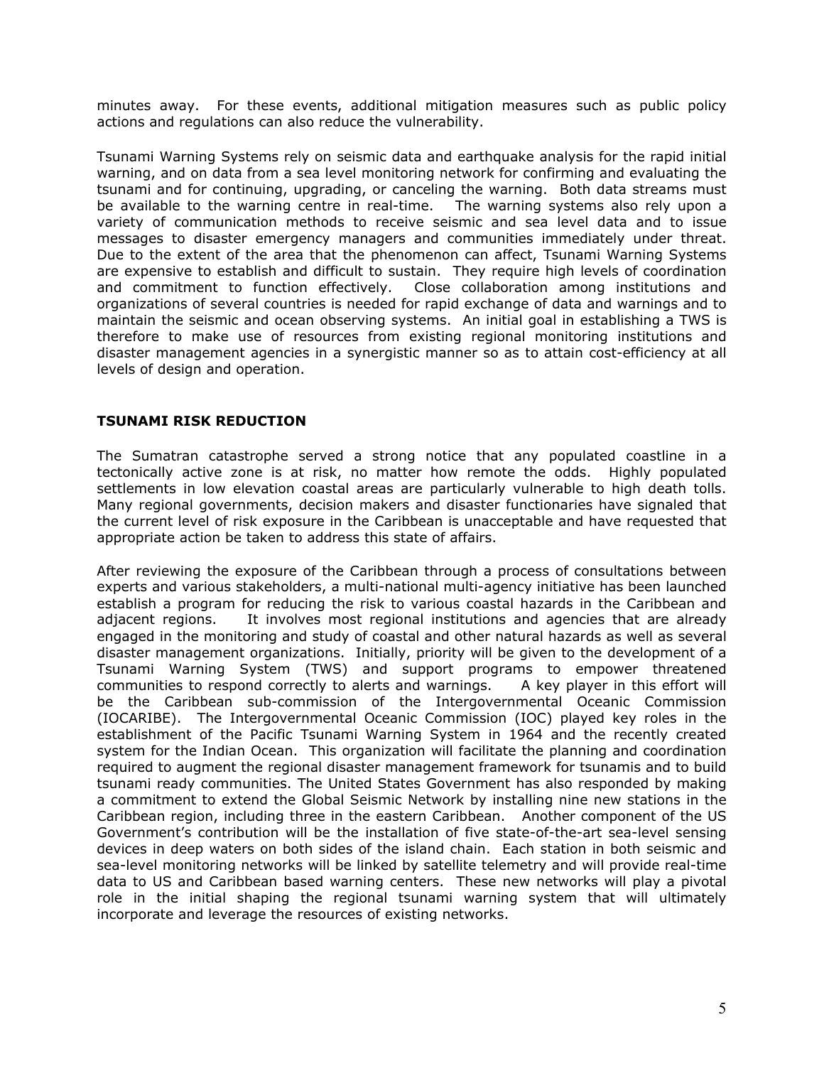minutes away. For these events, additional mitigation measures such as public policy actions and regulations can also reduce the vulnerability.

Tsunami Warning Systems rely on seismic data and earthquake analysis for the rapid initial warning, and on data from a sea level monitoring network for confirming and evaluating the tsunami and for continuing, upgrading, or canceling the warning. Both data streams must be available to the warning centre in real-time. The warning systems also rely upon a variety of communication methods to receive seismic and sea level data and to issue messages to disaster emergency managers and communities immediately under threat. Due to the extent of the area that the phenomenon can affect, Tsunami Warning Systems are expensive to establish and difficult to sustain. They require high levels of coordination and commitment to function effectively. Close collaboration among institutions and organizations of several countries is needed for rapid exchange of data and warnings and to maintain the seismic and ocean observing systems. An initial goal in establishing a TWS is therefore to make use of resources from existing regional monitoring institutions and disaster management agencies in a synergistic manner so as to attain cost-efficiency at all levels of design and operation.

## TSUNAMI RISK REDUCTION

The Sumatran catastrophe served a strong notice that any populated coastline in a tectonically active zone is at risk, no matter how remote the odds. Highly populated settlements in low elevation coastal areas are particularly vulnerable to high death tolls. Many regional governments, decision makers and disaster functionaries have signaled that the current level of risk exposure in the Caribbean is unacceptable and have requested that appropriate action be taken to address this state of affairs.

After reviewing the exposure of the Caribbean through a process of consultations between experts and various stakeholders, a multi-national multi-agency initiative has been launched establish a program for reducing the risk to various coastal hazards in the Caribbean and adjacent regions. It involves most regional institutions and agencies that are already engaged in the monitoring and study of coastal and other natural hazards as well as several disaster management organizations. Initially, priority will be given to the development of a Tsunami Warning System (TWS) and support programs to empower threatened communities to respond correctly to alerts and warnings. A key player in this effort will be the Caribbean sub-commission of the Intergovernmental Oceanic Commission (IOCARIBE). The Intergovernmental Oceanic Commission (IOC) played key roles in the establishment of the Pacific Tsunami Warning System in 1964 and the recently created system for the Indian Ocean. This organization will facilitate the planning and coordination required to augment the regional disaster management framework for tsunamis and to build tsunami ready communities. The United States Government has also responded by making a commitment to extend the Global Seismic Network by installing nine new stations in the Caribbean region, including three in the eastern Caribbean. Another component of the US Government's contribution will be the installation of five state-of-the-art sea-level sensing devices in deep waters on both sides of the island chain. Each station in both seismic and sea-level monitoring networks will be linked by satellite telemetry and will provide real-time data to US and Caribbean based warning centers. These new networks will play a pivotal role in the initial shaping the regional tsunami warning system that will ultimately incorporate and leverage the resources of existing networks.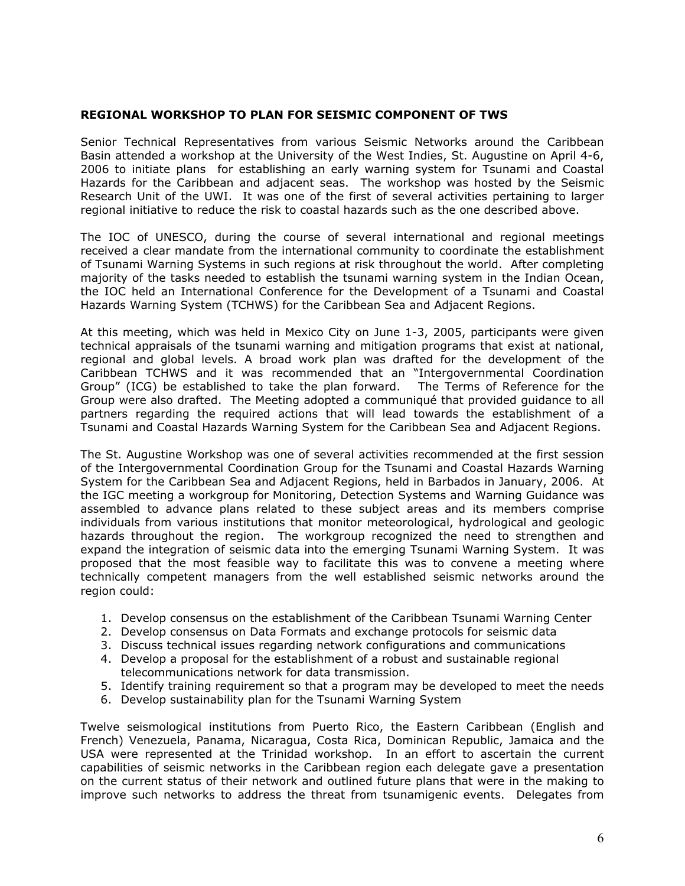**REGIONAL WORKSHOP TO PLAN FOR SEISMIC COMPONENT OF TWS**

Senior Technical Representatives from various Seismic Networks around the Caribbean Basin attended a workshop at the University of the West Indies, St. Augustine on April 4-6, 2006 to initiate plans for establishing an early warning system for Tsunami and Coastal Hazards for the Caribbean and adjacent seas. The workshop was hosted by the Seismic Research Unit of the UWI. It was one of the first of several activities pertaining to larger regional initiative to reduce the risk to coastal hazards such as the one described above.

The IOC of UNESCO, during the course of several international and regional meetings received a clear mandate from the international community to coordinate the establishment of Tsunami Warning Systems in such regions at risk throughout the world. After completing majority of the tasks needed to establish the tsunami warning system in the Indian Ocean, the IOC held an International Conference for the Development of a Tsunami and Coastal Hazards Warning System (TCHWS) for the Caribbean Sea and Adjacent Regions.

At this meeting, which was held in Mexico City on June 1-3, 2005, participants were given technical appraisals of the tsunami warning and mitigation programs that exist at national, regional and global levels. A broad work plan was drafted for the development of the Caribbean TCHWS and it was recommended that an "Intergovernmental Coordination Group" (ICG) be established to take the plan forward. The Terms of Reference for the Group were also drafted. The Meeting adopted a communiqué that provided guidance to all partners regarding the required actions that will lead towards the establishment of a Tsunami and Coastal Hazards Warning System for the Caribbean Sea and Adjacent Regions.

The St. Augustine Workshop was one of several activities recommended at the first session of the Intergovernmental Coordination Group for the Tsunami and Coastal Hazards Warning System for the Caribbean Sea and Adjacent Regions, held in Barbados in January, 2006. At the IGC meeting a workgroup for Monitoring, Detection Systems and Warning Guidance was assembled to advance plans related to these subject areas and its members comprise individuals from various institutions that monitor meteorological, hydrological and geologic hazards throughout the region. The workgroup recognized the need to strengthen and expand the integration of seismic data into the emerging Tsunami Warning System. It was proposed that the most feasible way to facilitate this was to convene a meeting where technically competent managers from the well established seismic networks around the region could:

1. Develop consensus on the establishment of the Caribbean Tsunami Warning Center
2. Develop consensus on Data Formats and exchange protocols for seismic data
3. Discuss technical issues regarding network configurations and communications
4. Develop a proposal for the establishment of a robust and sustainable regional telecommunications network for data transmission.
5. Identify training requirement so that a program may be developed to meet the needs
6. Develop sustainability plan for the Tsunami Warning System

Twelve seismological institutions from Puerto Rico, the Eastern Caribbean (English and French) Venezuela, Panama, Nicaragua, Costa Rica, Dominican Republic, Jamaica and the USA were represented at the Trinidad workshop. In an effort to ascertain the current capabilities of seismic networks in the Caribbean region each delegate gave a presentation on the current status of their network and outlined future plans that were in the making to improve such networks to address the threat from tsunamigenic events. Delegates from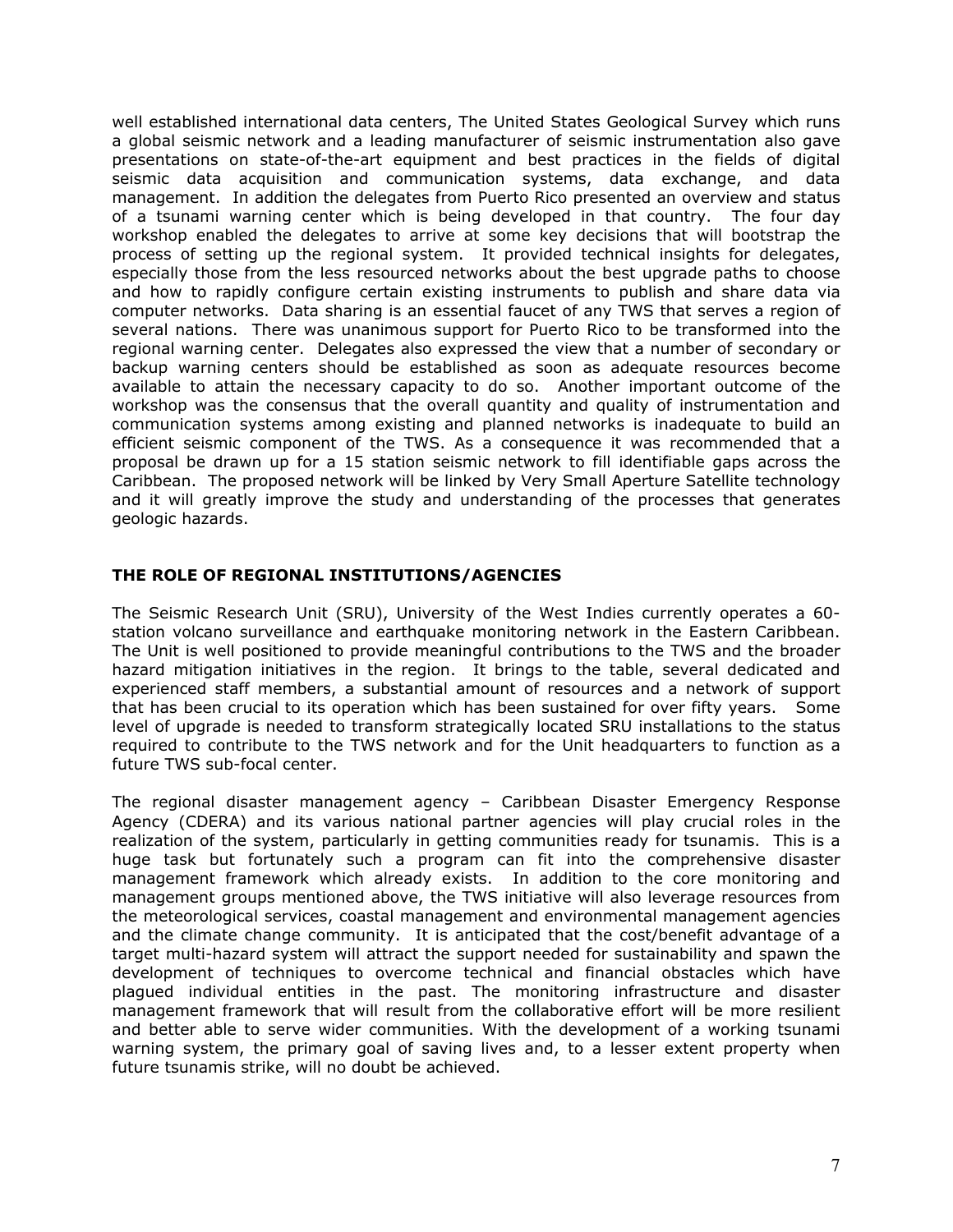well established international data centers, The United States Geological Survey which runs a global seismic network and a leading manufacturer of seismic instrumentation also gave presentations on state-of-the-art equipment and best practices in the fields of digital seismic data acquisition and communication systems, data exchange, and data management. In addition the delegates from Puerto Rico presented an overview and status of a tsunami warning center which is being developed in that country. The four day workshop enabled the delegates to arrive at some key decisions that will bootstrap the process of setting up the regional system. It provided technical insights for delegates, especially those from the less resourced networks about the best upgrade paths to choose and how to rapidly configure certain existing instruments to publish and share data via computer networks. Data sharing is an essential faucet of any TWS that serves a region of several nations. There was unanimous support for Puerto Rico to be transformed into the regional warning center. Delegates also expressed the view that a number of secondary or backup warning centers should be established as soon as adequate resources become available to attain the necessary capacity to do so. Another important outcome of the workshop was the consensus that the overall quantity and quality of instrumentation and communication systems among existing and planned networks is inadequate to build an efficient seismic component of the TWS. As a consequence it was recommended that a proposal be drawn up for a 15 station seismic network to fill identifiable gaps across the Caribbean. The proposed network will be linked by Very Small Aperture Satellite technology and it will greatly improve the study and understanding of the processes that generates geologic hazards.

## THE ROLE OF REGIONAL INSTITUTIONS/AGENCIES

The Seismic Research Unit (SRU), University of the West Indies currently operates a 60-station volcano surveillance and earthquake monitoring network in the Eastern Caribbean. The Unit is well positioned to provide meaningful contributions to the TWS and the broader hazard mitigation initiatives in the region. It brings to the table, several dedicated and experienced staff members, a substantial amount of resources and a network of support that has been crucial to its operation which has been sustained for over fifty years. Some level of upgrade is needed to transform strategically located SRU installations to the status required to contribute to the TWS network and for the Unit headquarters to function as a future TWS sub-focal center.

The regional disaster management agency – Caribbean Disaster Emergency Response Agency (CDERA) and its various national partner agencies will play crucial roles in the realization of the system, particularly in getting communities ready for tsunamis. This is a huge task but fortunately such a program can fit into the comprehensive disaster management framework which already exists. In addition to the core monitoring and management groups mentioned above, the TWS initiative will also leverage resources from the meteorological services, coastal management and environmental management agencies and the climate change community. It is anticipated that the cost/benefit advantage of a target multi-hazard system will attract the support needed for sustainability and spawn the development of techniques to overcome technical and financial obstacles which have plagued individual entities in the past. The monitoring infrastructure and disaster management framework that will result from the collaborative effort will be more resilient and better able to serve wider communities. With the development of a working tsunami warning system, the primary goal of saving lives and, to a lesser extent property when future tsunamis strike, will no doubt be achieved.